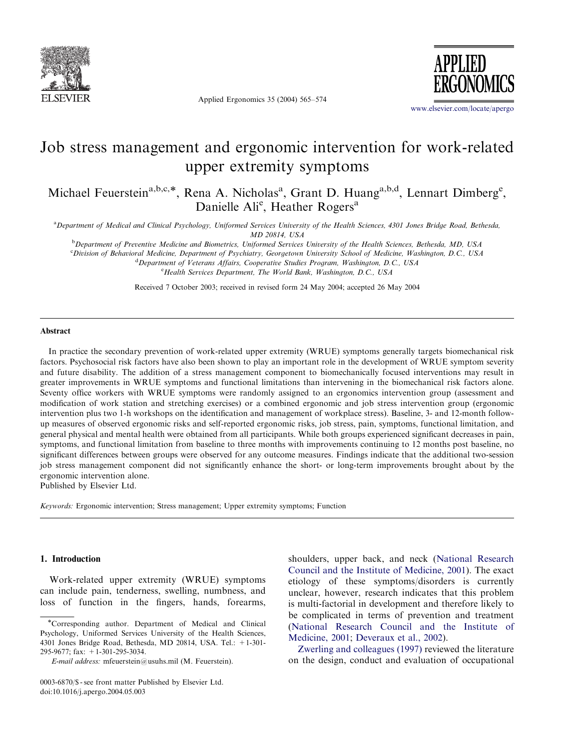# Job stress management and ergonomic intervention for work-related upper extremity symptoms

Michael Feuerstein[a,b,c,*], Rena A. Nicholas[a], Grant D. Huang[a,b,d], Lennart Dimberg[e], Danielle Ali[e], Heather Rogers[a]

[a] Department of Medical and Clinical Psychology, Uniformed Services University of the Health Sciences, 4301 Jones Bridge Road, Bethesda, MD 20814, USA

[b] Department of Preventive Medicine and Biometrics, Uniformed Services University of the Health Sciences, Bethesda, MD, USA

[c] Division of Behavioral Medicine, Department of Psychiatry, Georgetown University School of Medicine, Washington, D.C., USA

[d] Department of Veterans Affairs, Cooperative Studies Program, Washington, D.C., USA

[e] Health Services Department, The World Bank, Washington, D.C., USA

Received 7 October 2003; received in revised form 24 May 2004; accepted 26 May 2004

## Abstract

In practice the secondary prevention of work-related upper extremity (WRUE) symptoms generally targets biomechanical risk factors. Psychosocial risk factors have also been shown to play an important role in the development of WRUE symptom severity and future disability. The addition of a stress management component to biomechanically focused interventions may result in greater improvements in WRUE symptoms and functional limitations than intervening in the biomechanical risk factors alone. Seventy office workers with WRUE symptoms were randomly assigned to an ergonomics intervention group (assessment and modification of work station and stretching exercises) or a combined ergonomic and job stress intervention group (ergonomic intervention plus two 1-h workshops on the identification and management of workplace stress). Baseline, 3- and 12-month follow-up measures of observed ergonomic risks and self-reported ergonomic risks, job stress, pain, symptoms, functional limitation, and general physical and mental health were obtained from all participants. While both groups experienced significant decreases in pain, symptoms, and functional limitation from baseline to three months with improvements continuing to 12 months post baseline, no significant differences between groups were observed for any outcome measures. Findings indicate that the additional two-session job stress management component did not significantly enhance the short- or long-term improvements brought about by the ergonomic intervention alone.

Published by Elsevier Ltd.

*Keywords:* Ergonomic intervention; Stress management; Upper extremity symptoms; Function

## 1. Introduction

Work-related upper extremity (WRUE) symptoms can include pain, tenderness, swelling, numbness, and loss of function in the fingers, hands, forearms, shoulders, upper back, and neck (National Research Council and the Institute of Medicine, 2001). The exact etiology of these symptoms/disorders is currently unclear, however, research indicates that this problem is multi-factorial in development and therefore likely to be complicated in terms of prevention and treatment (National Research Council and the Institute of Medicine, 2001; Deveraux et al., 2002).

Zwerling and colleagues (1997) reviewed the literature on the design, conduct and evaluation of occupational

*Corresponding author. Department of Medical and Clinical Psychology, Uniformed Services University of the Health Sciences, 4301 Jones Bridge Road, Bethesda, MD 20814, USA. Tel.: +1-301-295-9677; fax: +1-301-295-3034.

*E-mail address:* mfeuerstein@usuhs.mil (M. Feuerstein).

0003-6870/$ - see front matter Published by Elsevier Ltd.
doi:10.1016/j.apergo.2004.05.003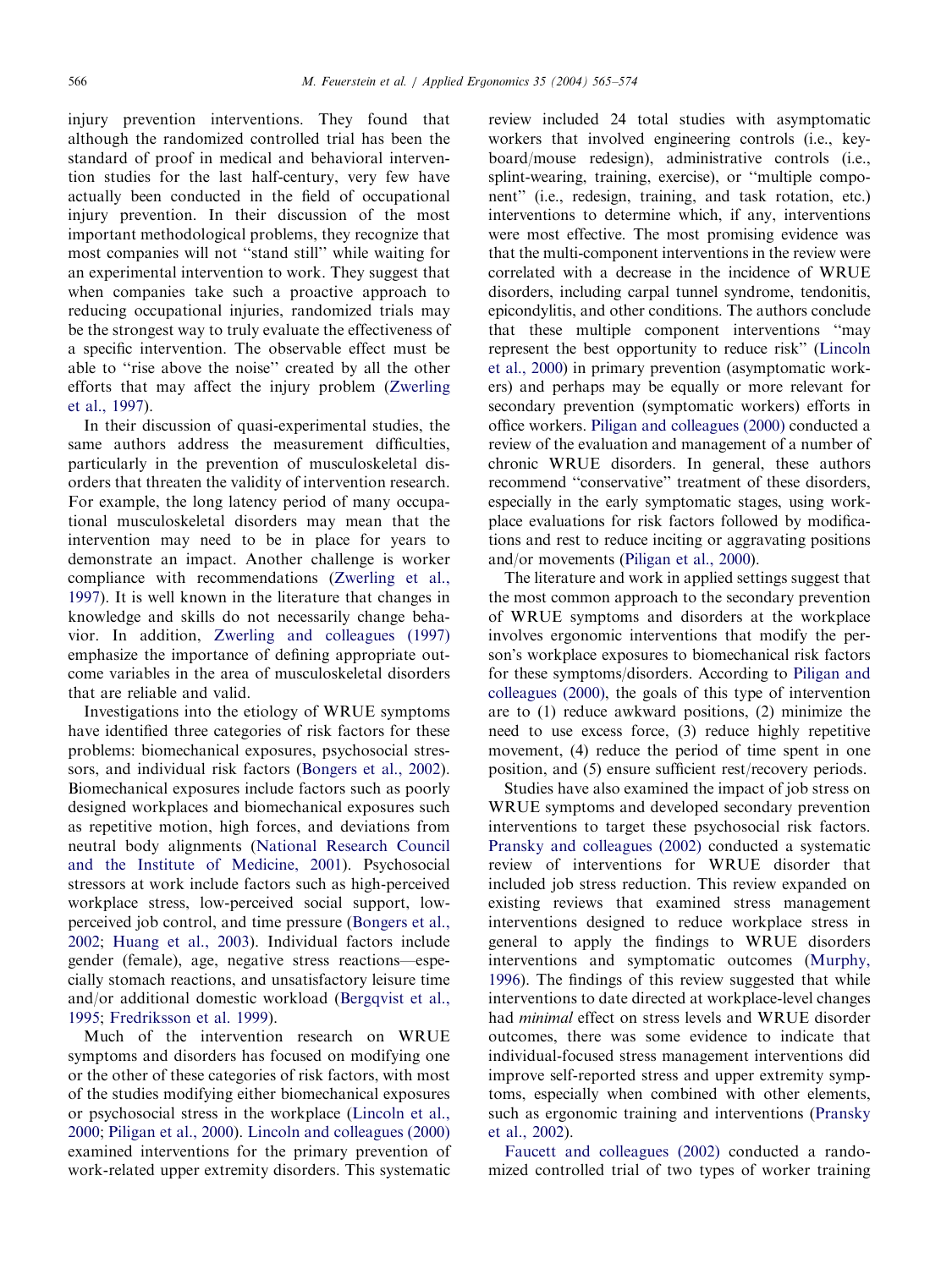injury prevention interventions. They found that although the randomized controlled trial has been the standard of proof in medical and behavioral intervention studies for the last half-century, very few have actually been conducted in the field of occupational injury prevention. In their discussion of the most important methodological problems, they recognize that most companies will not ''stand still'' while waiting for an experimental intervention to work. They suggest that when companies take such a proactive approach to reducing occupational injuries, randomized trials may be the strongest way to truly evaluate the effectiveness of a specific intervention. The observable effect must be able to ''rise above the noise'' created by all the other efforts that may affect the injury problem (Zwerling et al., 1997).

In their discussion of quasi-experimental studies, the same authors address the measurement difficulties, particularly in the prevention of musculoskeletal disorders that threaten the validity of intervention research. For example, the long latency period of many occupational musculoskeletal disorders may mean that the intervention may need to be in place for years to demonstrate an impact. Another challenge is worker compliance with recommendations (Zwerling et al., 1997). It is well known in the literature that changes in knowledge and skills do not necessarily change behavior. In addition, Zwerling and colleagues (1997) emphasize the importance of defining appropriate outcome variables in the area of musculoskeletal disorders that are reliable and valid.

Investigations into the etiology of WRUE symptoms have identified three categories of risk factors for these problems: biomechanical exposures, psychosocial stressors, and individual risk factors (Bongers et al., 2002). Biomechanical exposures include factors such as poorly designed workplaces and biomechanical exposures such as repetitive motion, high forces, and deviations from neutral body alignments (National Research Council and the Institute of Medicine, 2001). Psychosocial stressors at work include factors such as high-perceived workplace stress, low-perceived social support, low-perceived job control, and time pressure (Bongers et al., 2002; Huang et al., 2003). Individual factors include gender (female), age, negative stress reactions—especially stomach reactions, and unsatisfactory leisure time and/or additional domestic workload (Bergqvist et al., 1995; Fredriksson et al. 1999).

Much of the intervention research on WRUE symptoms and disorders has focused on modifying one or the other of these categories of risk factors, with most of the studies modifying either biomechanical exposures or psychosocial stress in the workplace (Lincoln et al., 2000; Piligan et al., 2000). Lincoln and colleagues (2000) examined interventions for the primary prevention of work-related upper extremity disorders. This systematic review included 24 total studies with asymptomatic workers that involved engineering controls (i.e., keyboard/mouse redesign), administrative controls (i.e., splint-wearing, training, exercise), or ''multiple component'' (i.e., redesign, training, and task rotation, etc.) interventions to determine which, if any, interventions were most effective. The most promising evidence was that the multi-component interventions in the review were correlated with a decrease in the incidence of WRUE disorders, including carpal tunnel syndrome, tendonitis, epicondylitis, and other conditions. The authors conclude that these multiple component interventions ''may represent the best opportunity to reduce risk'' (Lincoln et al., 2000) in primary prevention (asymptomatic workers) and perhaps may be equally or more relevant for secondary prevention (symptomatic workers) efforts in office workers. Piligan and colleagues (2000) conducted a review of the evaluation and management of a number of chronic WRUE disorders. In general, these authors recommend ''conservative'' treatment of these disorders, especially in the early symptomatic stages, using workplace evaluations for risk factors followed by modifications and rest to reduce inciting or aggravating positions and/or movements (Piligan et al., 2000).

The literature and work in applied settings suggest that the most common approach to the secondary prevention of WRUE symptoms and disorders at the workplace involves ergonomic interventions that modify the person's workplace exposures to biomechanical risk factors for these symptoms/disorders. According to Piligan and colleagues (2000), the goals of this type of intervention are to (1) reduce awkward positions, (2) minimize the need to use excess force, (3) reduce highly repetitive movement, (4) reduce the period of time spent in one position, and (5) ensure sufficient rest/recovery periods.

Studies have also examined the impact of job stress on WRUE symptoms and developed secondary prevention interventions to target these psychosocial risk factors. Pransky and colleagues (2002) conducted a systematic review of interventions for WRUE disorder that included job stress reduction. This review expanded on existing reviews that examined stress management interventions designed to reduce workplace stress in general to apply the findings to WRUE disorders interventions and symptomatic outcomes (Murphy, 1996). The findings of this review suggested that while interventions to date directed at workplace-level changes had *minimal* effect on stress levels and WRUE disorder outcomes, there was some evidence to indicate that individual-focused stress management interventions did improve self-reported stress and upper extremity symptoms, especially when combined with other elements, such as ergonomic training and interventions (Pransky et al., 2002).

Faucett and colleagues (2002) conducted a randomized controlled trial of two types of worker training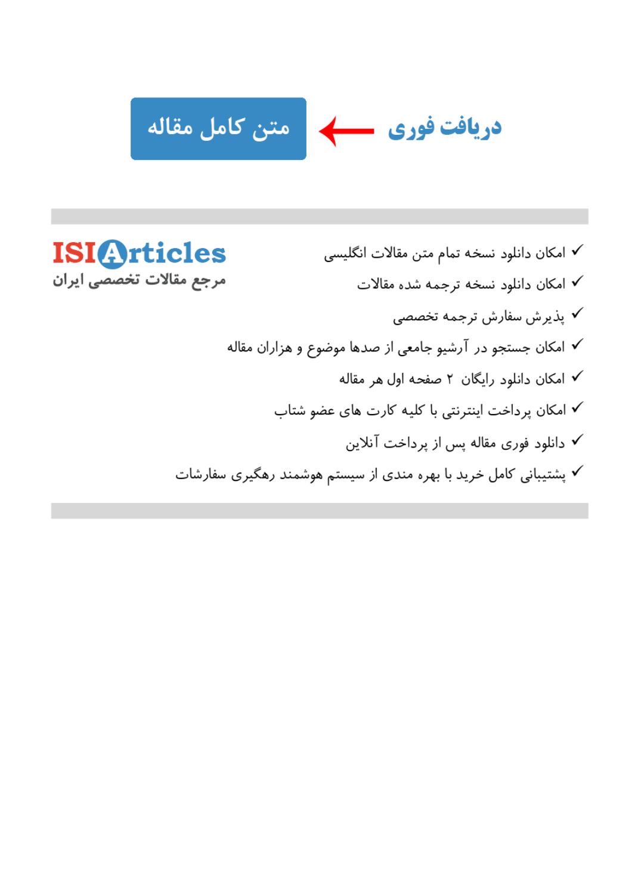**دریافت فوری** ← **متن کامل مقاله**

---

**ISIArticles**
مرجع مقالات تخصصی ایران

- ✓ امکان دانلود نسخه تمام متن مقالات انگلیسی
- ✓ امکان دانلود نسخه ترجمه شده مقالات
- ✓ پذیرش سفارش ترجمه تخصصی
- ✓ امکان جستجو در آرشیو جامعی از صدها موضوع و هزاران مقاله
- ✓ امکان دانلود رایگان ۲ صفحه اول هر مقاله
- ✓ امکان پرداخت اینترنتی با کلیه کارت های عضو شتاب
- ✓ دانلود فوری مقاله پس از پرداخت آنلاین
- ✓ پشتیبانی کامل خرید با بهره مندی از سیستم هوشمند رهگیری سفارشات

---